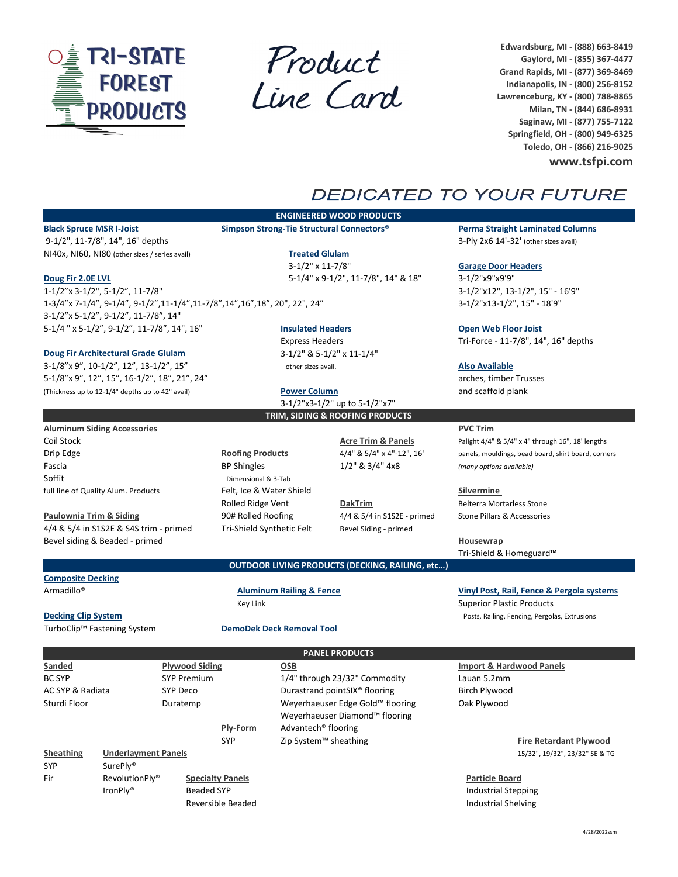# TRI-STATE FOREST PRODUCTS

# Product Line Card

Edwardsburg, MI - (888) 663-8419
Gaylord, MI - (855) 367-4477
Grand Rapids, MI - (877) 369-8469
Indianapolis, IN - (800) 256-8152
Lawrenceburg, KY - (800) 788-8865
Milan, TN - (844) 686-8931
Saginaw, MI - (877) 755-7122
Springfield, OH - (800) 949-6325
Toledo, OH - (866) 216-9025
**www.tsfpi.com**

*DEDICATED TO YOUR FUTURE*

## ENGINEERED WOOD PRODUCTS

**Black Spruce MSR I-Joist**
9-1/2", 11-7/8", 14", 16" depths
NI40x, NI60, NI80 (other sizes / series avail)

**Doug Fir 2.0E LVL**
1-1/2"x 3-1/2", 5-1/2", 11-7/8"
1-3/4"x 7-1/4", 9-1/4", 9-1/2",11-1/4",11-7/8",14",16",18", 20", 22", 24"
3-1/2"x 5-1/2", 9-1/2", 11-7/8", 14"
5-1/4 " x 5-1/2", 9-1/2", 11-7/8", 14", 16"

**Doug Fir Architectural Grade Glulam**
3-1/8"x 9", 10-1/2", 12", 13-1/2", 15"
5-1/8"x 9", 12", 15", 16-1/2", 18", 21", 24"
(Thickness up to 12-1/4" depths up to 42" avail)

**Simpson Strong-Tie Structural Connectors®**

**Treated Glulam**
3-1/2" x 11-7/8"
5-1/4" x 9-1/2", 11-7/8", 14" & 18"

**Insulated Headers**
Express Headers
3-1/2" & 5-1/2" x 11-1/4"
other sizes avail.

**Power Column**
3-1/2"x3-1/2" up to 5-1/2"x7"

**Perma Straight Laminated Columns**
3-Ply 2x6 14'-32' (other sizes avail)

**Garage Door Headers**
3-1/2"x9"x9'9"
3-1/2"x12", 13-1/2", 15" - 16'9"
3-1/2"x13-1/2", 15" - 18'9"

**Open Web Floor Joist**
Tri-Force - 11-7/8", 14", 16" depths

**Also Available**
arches, timber Trusses
and scaffold plank

## TRIM, SIDING & ROOFING PRODUCTS

**Aluminum Siding Accessories**
Coil Stock
Drip Edge
Fascia
Soffit
full line of Quality Alum. Products

**Paulownia Trim & Siding**
4/4 & 5/4 in S1S2E & S4S trim - primed
Bevel siding & Beaded - primed

**Roofing Products**
BP Shingles
Dimensional & 3-Tab
Felt, Ice & Water Shield
Rolled Ridge Vent
90# Rolled Roofing
Tri-Shield Synthetic Felt

**Acre Trim & Panels**
4/4" & 5/4" x 4"-12", 16'
1/2" & 3/4" 4x8

**DakTrim**
4/4 & 5/4 in S1S2E - primed
Bevel Siding - primed

**PVC Trim**
Palight 4/4" & 5/4" x 4" through 16", 18' lengths
panels, mouldings, bead board, skirt board, corners
*(many options available)*

**Silvermine**
Belterra Mortarless Stone
Stone Pillars & Accessories

**Housewrap**
Tri-Shield & Homeguard™

## OUTDOOR LIVING PRODUCTS (DECKING, RAILING, etc…)

**Composite Decking**
Armadillo®

**Decking Clip System**
TurboClip™ Fastening System

**Aluminum Railing & Fence**
Key Link

**DemoDek Deck Removal Tool**

**Vinyl Post, Rail, Fence & Pergola systems**
Superior Plastic Products
Posts, Railing, Fencing, Pergolas, Extrusions

## PANEL PRODUCTS

**Sanded**
BC SYP
AC SYP & Radiata
Sturdi Floor

**Plywood Siding**
SYP Premium
SYP Deco
Duratemp

**Ply-Form**
SYP

**OSB**
1/4" through 23/32" Commodity
Durastrand pointSIX® flooring
Weyerhaeuser Edge Gold™ flooring
Weyerhaeuser Diamond™ flooring
Advantech® flooring
Zip System™ sheathing

**Import & Hardwood Panels**
Lauan 5.2mm
Birch Plywood
Oak Plywood

**Fire Retardant Plywood**
15/32", 19/32", 23/32" SE & TG

**Sheathing**
SYP
Fir

**Underlayment Panels**
SurePly®
RevolutionPly®
IronPly®

**Specialty Panels**
Beaded SYP
Reversible Beaded

**Particle Board**
Industrial Stepping
Industrial Shelving

4/28/2022ssm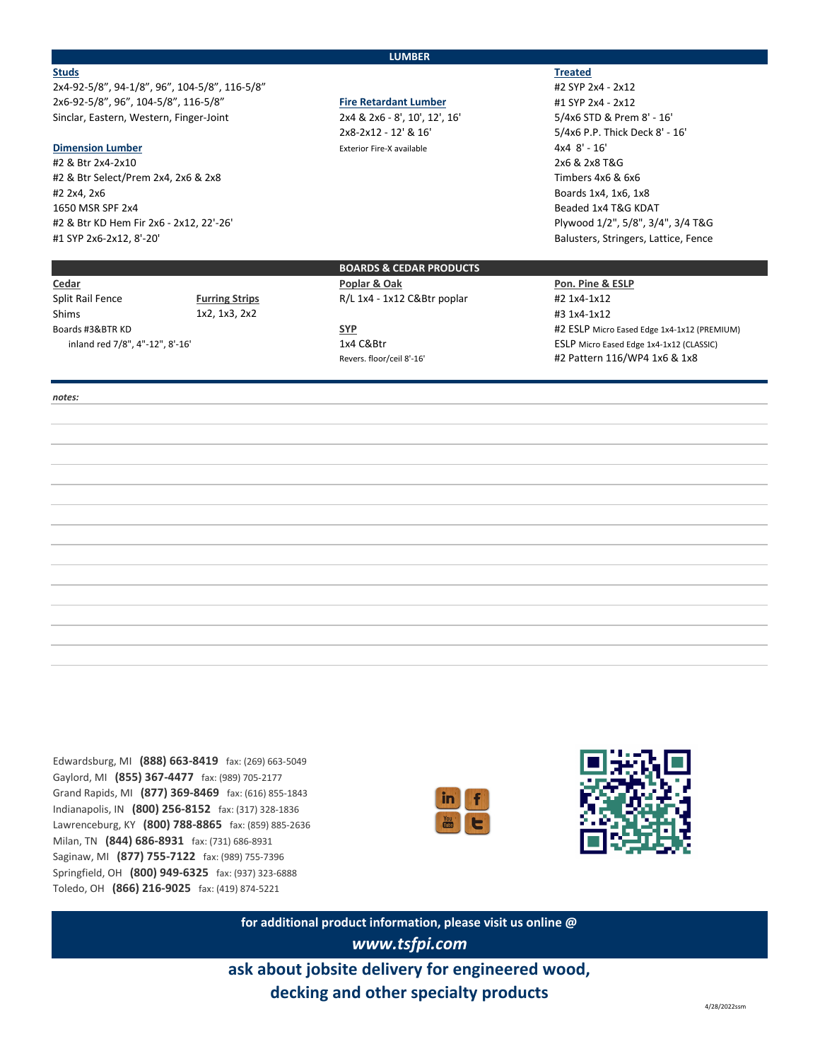## LUMBER

### Studs

2x4-92-5/8", 94-1/8", 96", 104-5/8", 116-5/8"
2x6-92-5/8", 96", 104-5/8", 116-5/8"
Sinclar, Eastern, Western, Finger-Joint

### Dimension Lumber

#2 & Btr 2x4-2x10
#2 & Btr Select/Prem 2x4, 2x6 & 2x8
#2 2x4, 2x6
1650 MSR SPF 2x4
#2 & Btr KD Hem Fir 2x6 - 2x12, 22'-26'
#1 SYP 2x6-2x12, 8'-20'

### Fire Retardant Lumber

2x4 & 2x6 - 8', 10', 12', 16'
2x8-2x12 - 12' & 16'
Exterior Fire-X available

### Treated

#2 SYP 2x4 - 2x12
#1 SYP 2x4 - 2x12
5/4x6 STD & Prem 8' - 16'
5/4x6 P.P. Thick Deck 8' - 16'
4x4 8' - 16'
2x6 & 2x8 T&G
Timbers 4x6 & 6x6
Boards 1x4, 1x6, 1x8
Beaded 1x4 T&G KDAT
Plywood 1/2", 5/8", 3/4", 3/4 T&G
Balusters, Stringers, Lattice, Fence

## BOARDS & CEDAR PRODUCTS

### Cedar

Split Rail Fence
Shims
Boards #3&BTR KD
inland red 7/8", 4"-12", 8'-16'

### Furring Strips

1x2, 1x3, 2x2

### Poplar & Oak

R/L 1x4 - 1x12 C&Btr poplar

### SYP

1x4 C&Btr
Revers. floor/ceil 8'-16'

### Pon. Pine & ESLP

#2 1x4-1x12
#3 1x4-1x12
#2 ESLP Micro Eased Edge 1x4-1x12 (PREMIUM)
ESLP Micro Eased Edge 1x4-1x12 (CLASSIC)
#2 Pattern 116/WP4 1x6 & 1x8

*notes:*

Edwardsburg, MI **(888) 663-8419** fax: (269) 663-5049
Gaylord, MI **(855) 367-4477** fax: (989) 705-2177
Grand Rapids, MI **(877) 369-8469** fax: (616) 855-1843
Indianapolis, IN **(800) 256-8152** fax: (317) 328-1836
Lawrenceburg, KY **(800) 788-8865** fax: (859) 885-2636
Milan, TN **(844) 686-8931** fax: (731) 686-8931
Saginaw, MI **(877) 755-7122** fax: (989) 755-7396
Springfield, OH **(800) 949-6325** fax: (937) 323-6888
Toledo, OH **(866) 216-9025** fax: (419) 874-5221

**for additional product information, please visit us online @**

***www.tsfpi.com***

**ask about jobsite delivery for engineered wood, decking and other specialty products**

4/28/2022ssm